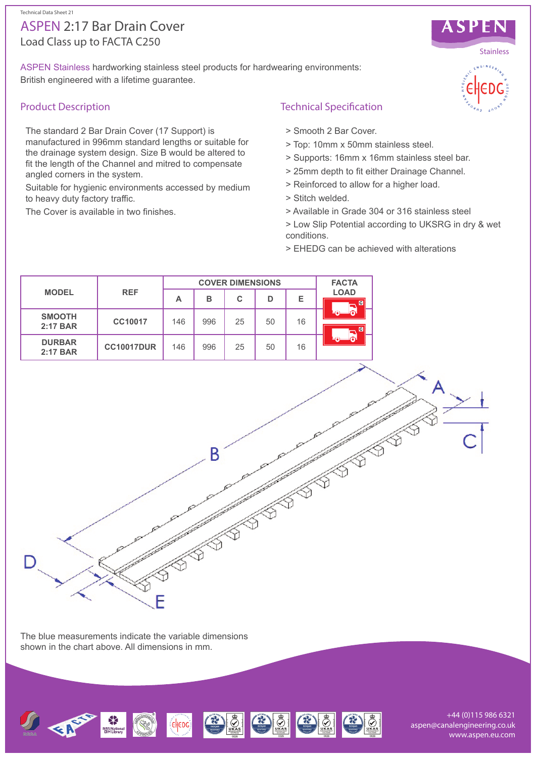Technical Data Sheet 21

# ASPEN 2:17 Bar Drain Cover

Load Class up to FACTA C250

ASPEN Stainless hardworking stainless steel products for hardwearing environments: British engineered with a lifetime guarantee.

## Product Description

The standard 2 Bar Drain Cover (17 Support) is manufactured in 996mm standard lengths or suitable for the drainage system design. Size B would be altered to fit the length of the Channel and mitred to compensate angled corners in the system.

Suitable for hygienic environments accessed by medium to heavy duty factory traffic.

The Cover is available in two finishes.

## Technical Specification

> Smooth 2 Bar Cover.
> Top: 10mm x 50mm stainless steel.
> Supports: 16mm x 16mm stainless steel bar.
> 25mm depth to fit either Drainage Channel.
> Reinforced to allow for a higher load.
> Stitch welded.
> Available in Grade 304 or 316 stainless steel
> Low Slip Potential according to UKSRG in dry & wet conditions.
> EHEDG can be achieved with alterations

| MODEL | REF | COVER DIMENSIONS | | | | | FACTA LOAD |
|---|---|---|---|---|---|---|---|
| | | A | B | C | D | E | |
| SMOOTH 2:17 BAR | CC10017 | 146 | 996 | 25 | 50 | 16 | C |
| DURBAR 2:17 BAR | CC10017DUR | 146 | 996 | 25 | 50 | 16 | C |

The blue measurements indicate the variable dimensions shown in the chart above. All dimensions in mm.

+44 (0)115 986 6321
aspen@canalengineering.co.uk
www.aspen.eu.com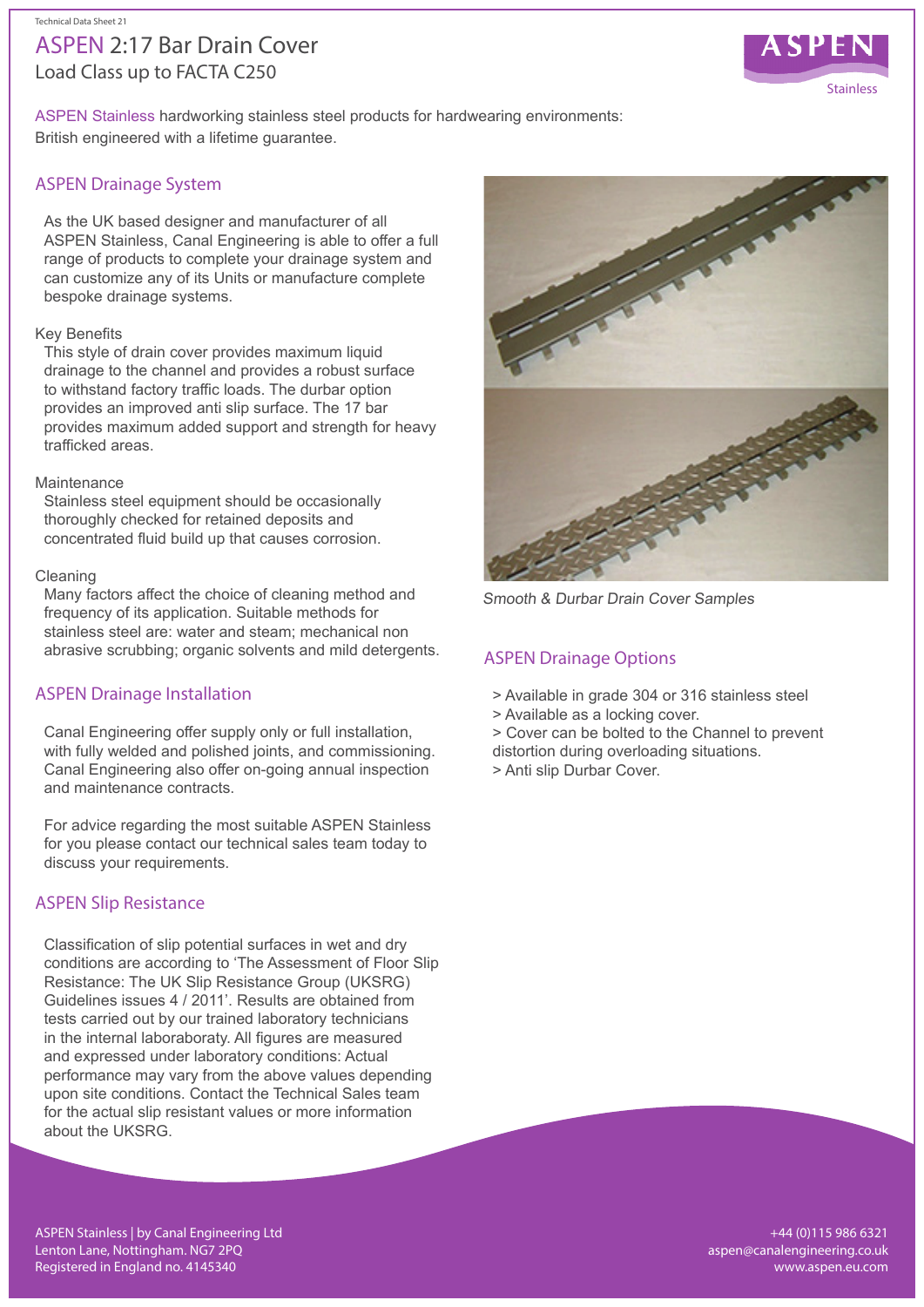Technical Data Sheet 21

# ASPEN 2:17 Bar Drain Cover

Load Class up to FACTA C250

ASPEN Stainless hardworking stainless steel products for hardwearing environments: British engineered with a lifetime guarantee.

## ASPEN Drainage System

As the UK based designer and manufacturer of all ASPEN Stainless, Canal Engineering is able to offer a full range of products to complete your drainage system and can customize any of its Units or manufacture complete bespoke drainage systems.

Key Benefits

This style of drain cover provides maximum liquid drainage to the channel and provides a robust surface to withstand factory traffic loads. The durbar option provides an improved anti slip surface. The 17 bar provides maximum added support and strength for heavy trafficked areas.

Maintenance

Stainless steel equipment should be occasionally thoroughly checked for retained deposits and concentrated fluid build up that causes corrosion.

Cleaning

Many factors affect the choice of cleaning method and frequency of its application. Suitable methods for stainless steel are: water and steam; mechanical non abrasive scrubbing; organic solvents and mild detergents.

## ASPEN Drainage Installation

Canal Engineering offer supply only or full installation, with fully welded and polished joints, and commissioning. Canal Engineering also offer on-going annual inspection and maintenance contracts.

For advice regarding the most suitable ASPEN Stainless for you please contact our technical sales team today to discuss your requirements.

## ASPEN Slip Resistance

Classification of slip potential surfaces in wet and dry conditions are according to 'The Assessment of Floor Slip Resistance: The UK Slip Resistance Group (UKSRG) Guidelines issues 4 / 2011'. Results are obtained from tests carried out by our trained laboratory technicians in the internal laboraboraty. All figures are measured and expressed under laboratory conditions: Actual performance may vary from the above values depending upon site conditions. Contact the Technical Sales team for the actual slip resistant values or more information about the UKSRG.

*Smooth & Durbar Drain Cover Samples*

## ASPEN Drainage Options

> Available in grade 304 or 316 stainless steel
> Available as a locking cover.
> Cover can be bolted to the Channel to prevent distortion during overloading situations.
> Anti slip Durbar Cover.

ASPEN Stainless | by Canal Engineering Ltd
Lenton Lane, Nottingham. NG7 2PQ
Registered in England no. 4145340

+44 (0)115 986 6321
aspen@canalengineering.co.uk
www.aspen.eu.com